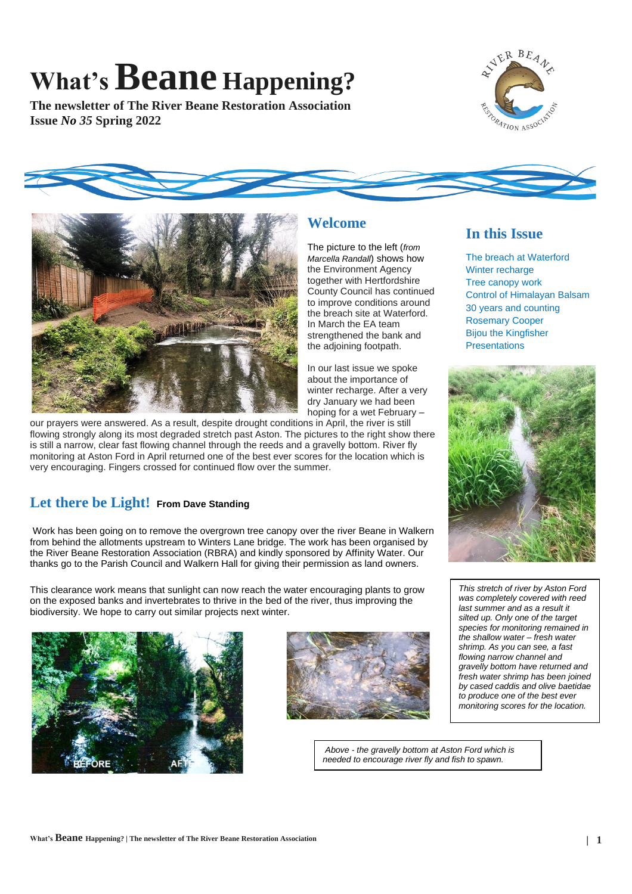# What's Beane Happening?

**The newsletter of The River Beane Restoration Association**
**Issue *No 35* Spring 2022**

## Welcome

The picture to the left (*from Marcella Randall*) shows how the Environment Agency together with Hertfordshire County Council has continued to improve conditions around the breach site at Waterford. In March the EA team strengthened the bank and the adjoining footpath.

In our last issue we spoke about the importance of winter recharge. After a very dry January we had been hoping for a wet February – our prayers were answered. As a result, despite drought conditions in April, the river is still flowing strongly along its most degraded stretch past Aston. The pictures to the right show there is still a narrow, clear fast flowing channel through the reeds and a gravelly bottom. River fly monitoring at Aston Ford in April returned one of the best ever scores for the location which is very encouraging. Fingers crossed for continued flow over the summer.

## In this Issue

- The breach at Waterford
- Winter recharge
- Tree canopy work
- Control of Himalayan Balsam
- 30 years and counting
- Rosemary Cooper
- Bijou the Kingfisher
- Presentations

## Let there be Light! From Dave Standing

Work has been going on to remove the overgrown tree canopy over the river Beane in Walkern from behind the allotments upstream to Winters Lane bridge. The work has been organised by the River Beane Restoration Association (RBRA) and kindly sponsored by Affinity Water. Our thanks go to the Parish Council and Walkern Hall for giving their permission as land owners.

This clearance work means that sunlight can now reach the water encouraging plants to grow on the exposed banks and invertebrates to thrive in the bed of the river, thus improving the biodiversity. We hope to carry out similar projects next winter.

*This stretch of river by Aston Ford was completely covered with reed last summer and as a result it silted up. Only one of the target species for monitoring remained in the shallow water – fresh water shrimp. As you can see, a fast flowing narrow channel and gravelly bottom have returned and fresh water shrimp has been joined by cased caddis and olive baetidae to produce one of the best ever monitoring scores for the location.*

*Above - the gravelly bottom at Aston Ford which is needed to encourage river fly and fish to spawn.*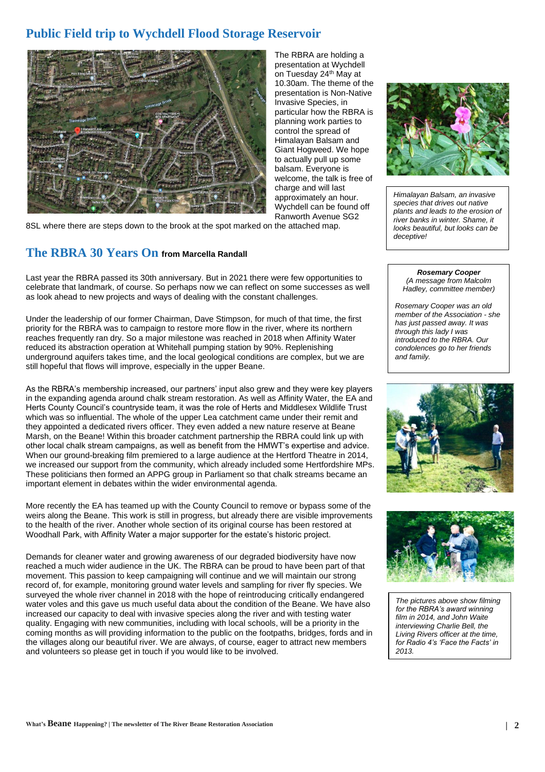## Public Field trip to Wychdell Flood Storage Reservoir

The RBRA are holding a presentation at Wychdell on Tuesday 24th May at 10.30am. The theme of the presentation is Non-Native Invasive Species, in particular how the RBRA is planning work parties to control the spread of Himalayan Balsam and Giant Hogweed. We hope to actually pull up some balsam. Everyone is welcome, the talk is free of charge and will last approximately an hour. Wychdell can be found off Ranworth Avenue SG2 8SL where there are steps down to the brook at the spot marked on the attached map.

*Himalayan Balsam, an invasive species that drives out native plants and leads to the erosion of river banks in winter. Shame, it looks beautiful, but looks can be deceptive!*

## The RBRA 30 Years On from Marcella Randall

Last year the RBRA passed its 30th anniversary. But in 2021 there were few opportunities to celebrate that landmark, of course. So perhaps now we can reflect on some successes as well as look ahead to new projects and ways of dealing with the constant challenges.

Under the leadership of our former Chairman, Dave Stimpson, for much of that time, the first priority for the RBRA was to campaign to restore more flow in the river, where its northern reaches frequently ran dry. So a major milestone was reached in 2018 when Affinity Water reduced its abstraction operation at Whitehall pumping station by 90%. Replenishing underground aquifers takes time, and the local geological conditions are complex, but we are still hopeful that flows will improve, especially in the upper Beane.

As the RBRA's membership increased, our partners' input also grew and they were key players in the expanding agenda around chalk stream restoration. As well as Affinity Water, the EA and Herts County Council's countryside team, it was the role of Herts and Middlesex Wildlife Trust which was so influential. The whole of the upper Lea catchment came under their remit and they appointed a dedicated rivers officer. They even added a new nature reserve at Beane Marsh, on the Beane! Within this broader catchment partnership the RBRA could link up with other local chalk stream campaigns, as well as benefit from the HMWT's expertise and advice. When our ground-breaking film premiered to a large audience at the Hertford Theatre in 2014, we increased our support from the community, which already included some Hertfordshire MPs. These politicians then formed an APPG group in Parliament so that chalk streams became an important element in debates within the wider environmental agenda.

More recently the EA has teamed up with the County Council to remove or bypass some of the weirs along the Beane. This work is still in progress, but already there are visible improvements to the health of the river. Another whole section of its original course has been restored at Woodhall Park, with Affinity Water a major supporter for the estate's historic project.

Demands for cleaner water and growing awareness of our degraded biodiversity have now reached a much wider audience in the UK. The RBRA can be proud to have been part of that movement. This passion to keep campaigning will continue and we will maintain our strong record of, for example, monitoring ground water levels and sampling for river fly species. We surveyed the whole river channel in 2018 with the hope of reintroducing critically endangered water voles and this gave us much useful data about the condition of the Beane. We have also increased our capacity to deal with invasive species along the river and with testing water quality. Engaging with new communities, including with local schools, will be a priority in the coming months as will providing information to the public on the footpaths, bridges, fords and in the villages along our beautiful river. We are always, of course, eager to attract new members and volunteers so please get in touch if you would like to be involved.

***Rosemary Cooper***
*(A message from Malcolm Hadley, committee member)*

*Rosemary Cooper was an old member of the Association - she has just passed away. It was through this lady I was introduced to the RBRA. Our condolences go to her friends and family.*

*The pictures above show filming for the RBRA's award winning film in 2014, and John Waite interviewing Charlie Bell, the Living Rivers officer at the time, for Radio 4's 'Face the Facts' in 2013.*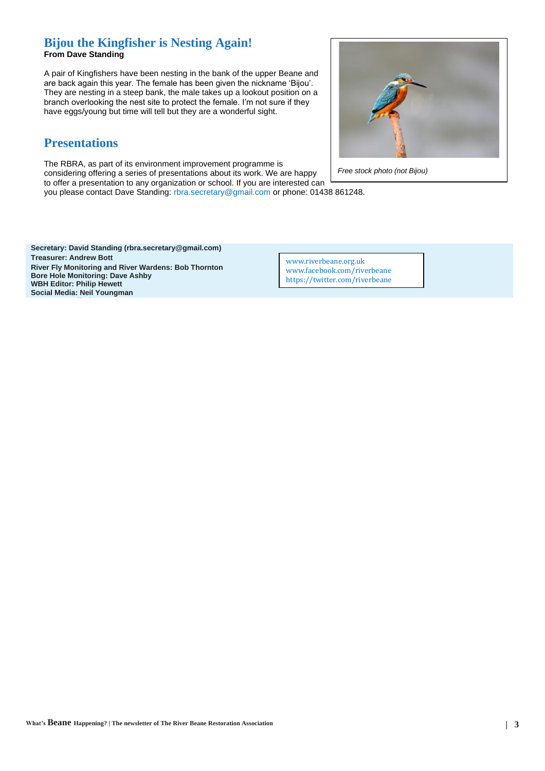## Bijou the Kingfisher is Nesting Again!

**From Dave Standing**

A pair of Kingfishers have been nesting in the bank of the upper Beane and are back again this year. The female has been given the nickname 'Bijou'. They are nesting in a steep bank, the male takes up a lookout position on a branch overlooking the nest site to protect the female. I'm not sure if they have eggs/young but time will tell but they are a wonderful sight.

*Free stock photo (not Bijou)*

## Presentations

The RBRA, as part of its environment improvement programme is considering offering a series of presentations about its work. We are happy to offer a presentation to any organization or school. If you are interested can you please contact Dave Standing: rbra.secretary@gmail.com or phone: 01438 861248.

**Secretary: David Standing (rbra.secretary@gmail.com)**
**Treasurer: Andrew Bott**
**River Fly Monitoring and River Wardens: Bob Thornton**
**Bore Hole Monitoring: Dave Ashby**
**WBH Editor: Philip Hewett**
**Social Media: Neil Youngman**

www.riverbeane.org.uk
www.facebook.com/riverbeane
https://twitter.com/riverbeane